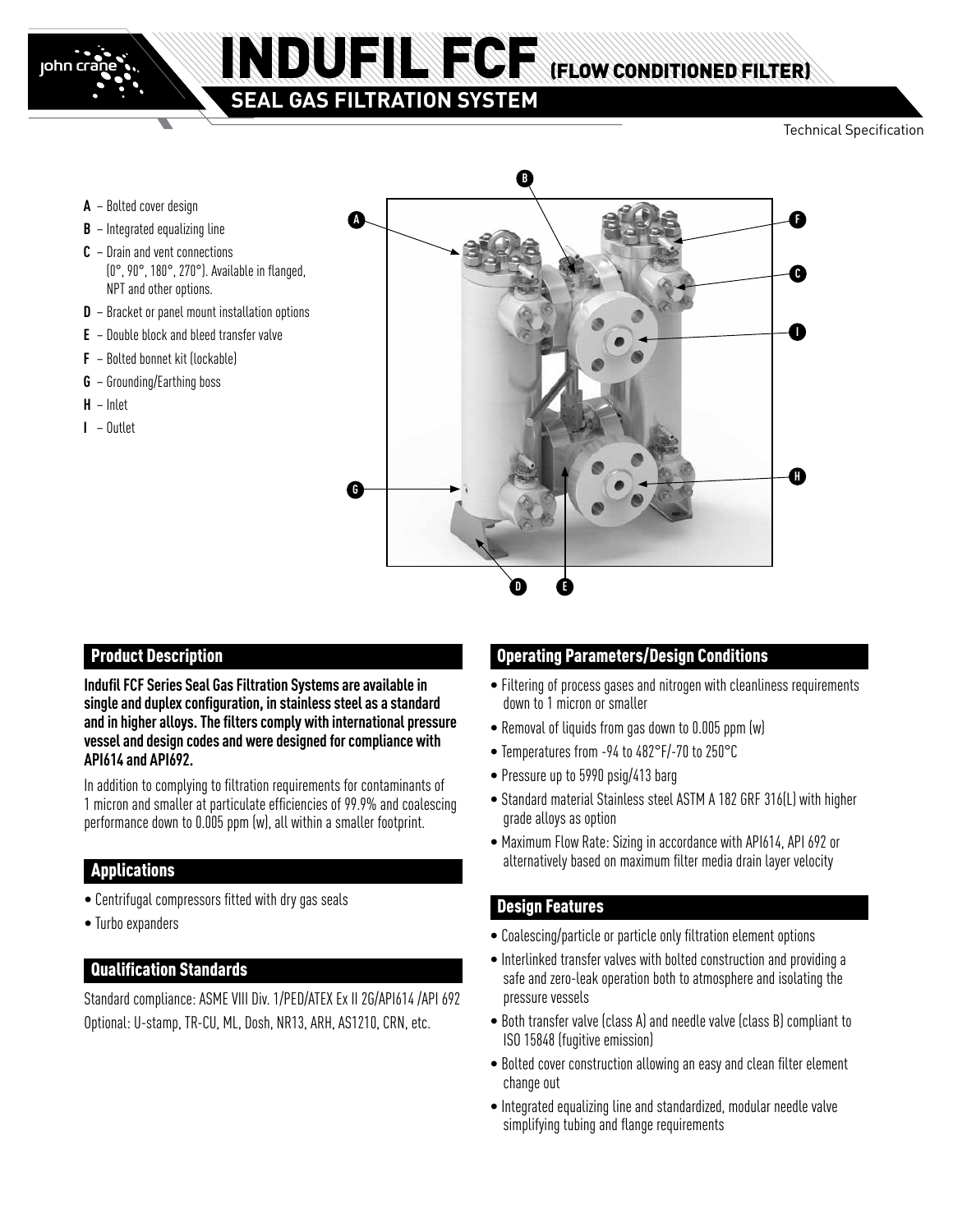# INDUFIL FCF (FLOW CONDITIONED FILTER)

## SEAL GAS FILTRATION SYSTEM

Technical Specification

- **A** – Bolted cover design
- **B** – Integrated equalizing line
- **C** – Drain and vent connections (0°, 90°, 180°, 270°). Available in flanged, NPT and other options.
- **D** – Bracket or panel mount installation options
- **E** – Double block and bleed transfer valve
- **F** – Bolted bonnet kit (lockable)
- **G** – Grounding/Earthing boss
- **H** – Inlet
- **I** – Outlet

A
B
C
D
E
F
G
H
I

## Product Description

**Indufil FCF Series Seal Gas Filtration Systems are available in single and duplex configuration, in stainless steel as a standard and in higher alloys. The filters comply with international pressure vessel and design codes and were designed for compliance with API614 and API692.**

In addition to complying to filtration requirements for contaminants of 1 micron and smaller at particulate efficiencies of 99.9% and coalescing performance down to 0.005 ppm (w), all within a smaller footprint.

## Applications

- Centrifugal compressors fitted with dry gas seals
- Turbo expanders

## Qualification Standards

Standard compliance: ASME VIII Div. 1/PED/ATEX Ex II 2G/API614 /API 692

Optional: U-stamp, TR-CU, ML, Dosh, NR13, ARH, AS1210, CRN, etc.

## Operating Parameters/Design Conditions

- Filtering of process gases and nitrogen with cleanliness requirements down to 1 micron or smaller
- Removal of liquids from gas down to 0.005 ppm (w)
- Temperatures from -94 to 482°F/-70 to 250°C
- Pressure up to 5990 psig/413 barg
- Standard material Stainless steel ASTM A 182 GRF 316(L) with higher grade alloys as option
- Maximum Flow Rate: Sizing in accordance with API614, API 692 or alternatively based on maximum filter media drain layer velocity

## Design Features

- Coalescing/particle or particle only filtration element options
- Interlinked transfer valves with bolted construction and providing a safe and zero-leak operation both to atmosphere and isolating the pressure vessels
- Both transfer valve (class A) and needle valve (class B) compliant to ISO 15848 (fugitive emission)
- Bolted cover construction allowing an easy and clean filter element change out
- Integrated equalizing line and standardized, modular needle valve simplifying tubing and flange requirements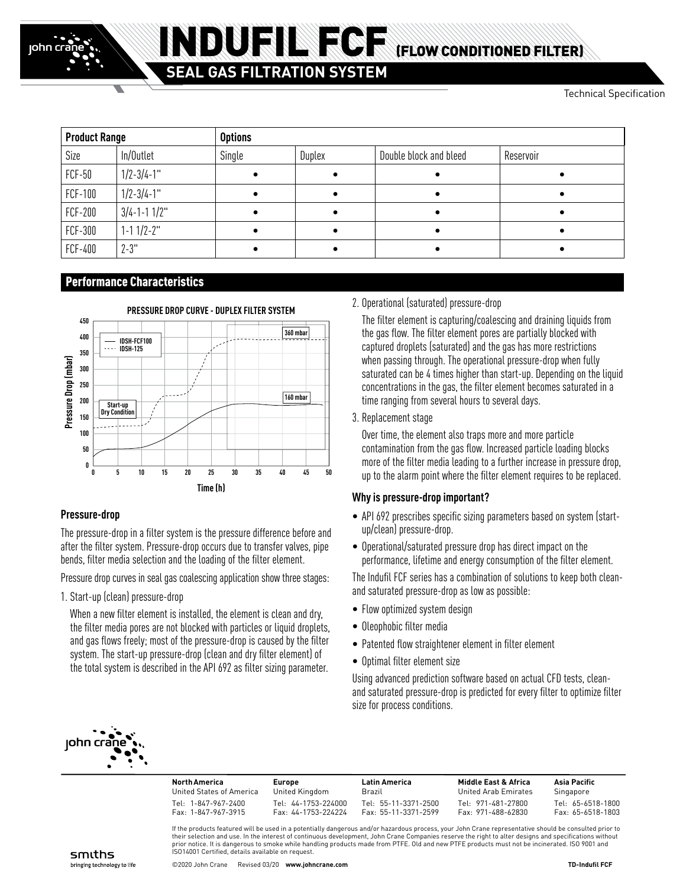# INDUFIL FCF (FLOW CONDITIONED FILTER)

## SEAL GAS FILTRATION SYSTEM

Technical Specification

| Product Range | | Options | | | |
|---|---|---|---|---|---|
| Size | In/Outlet | Single | Duplex | Double block and bleed | Reservoir |
| FCF-50 | 1/2-3/4-1" | • | • | • | • |
| FCF-100 | 1/2-3/4-1" | • | • | • | • |
| FCF-200 | 3/4-1-1 1/2" | • | • | • | • |
| FCF-300 | 1-1 1/2-2" | • | • | • | • |
| FCF-400 | 2-3" | • | • | • | • |

## Performance Characteristics

PRESSURE DROP CURVE - DUPLEX FILTER SYSTEM

Pressure Drop (mbar)

0
50
100
150
200
250
300
350
400
450

Time (h)

0
5
10
15
20
25
30
35
40
45
50

IDSH-FCF100
IDSH-125

Start-up Dry Condition

360 mbar

160 mbar

### Pressure-drop

The pressure-drop in a filter system is the pressure difference before and after the filter system. Pressure-drop occurs due to transfer valves, pipe bends, filter media selection and the loading of the filter element.

Pressure drop curves in seal gas coalescing application show three stages:

1. Start-up (clean) pressure-drop

   When a new filter element is installed, the element is clean and dry, the filter media pores are not blocked with particles or liquid droplets, and gas flows freely; most of the pressure-drop is caused by the filter system. The start-up pressure-drop (clean and dry filter element) of the total system is described in the API 692 as filter sizing parameter.

2. Operational (saturated) pressure-drop

   The filter element is capturing/coalescing and draining liquids from the gas flow. The filter element pores are partially blocked with captured droplets (saturated) and the gas has more restrictions when passing through. The operational pressure-drop when fully saturated can be 4 times higher than start-up. Depending on the liquid concentrations in the gas, the filter element becomes saturated in a time ranging from several hours to several days.

3. Replacement stage

   Over time, the element also traps more and more particle contamination from the gas flow. Increased particle loading blocks more of the filter media leading to a further increase in pressure drop, up to the alarm point where the filter element requires to be replaced.

### Why is pressure-drop important?

- API 692 prescribes specific sizing parameters based on system (start-up/clean) pressure-drop.
- Operational/saturated pressure drop has direct impact on the performance, lifetime and energy consumption of the filter element.

The Indufil FCF series has a combination of solutions to keep both clean- and saturated pressure-drop as low as possible:

- Flow optimized system design
- Oleophobic filter media
- Patented flow straightener element in filter element
- Optimal filter element size

Using advanced prediction software based on actual CFD tests, clean- and saturated pressure-drop is predicted for every filter to optimize filter size for process conditions.

| North America | Europe | Latin America | Middle East & Africa | Asia Pacific |
|---|---|---|---|---|
| United States of America | United Kingdom | Brazil | United Arab Emirates | Singapore |
| Tel: 1-847-967-2400 | Tel: 44-1753-224000 | Tel: 55-11-3371-2500 | Tel: 971-481-27800 | Tel: 65-6518-1800 |
| Fax: 1-847-967-3915 | Fax: 44-1753-224224 | Fax: 55-11-3371-2599 | Fax: 971-488-62830 | Fax: 65-6518-1803 |

If the products featured will be used in a potentially dangerous and/or hazardous process, your John Crane representative should be consulted prior to their selection and use. In the interest of continuous development, John Crane Companies reserve the right to alter designs and specifications without prior notice. It is dangerous to smoke while handling products made from PTFE. Old and new PTFE products must not be incinerated. ISO 9001 and ISO14001 Certified, details available on request.

smiths bringing technology to life

©2020 John Crane Revised 03/20 www.johncrane.com TD-Indufil FCF